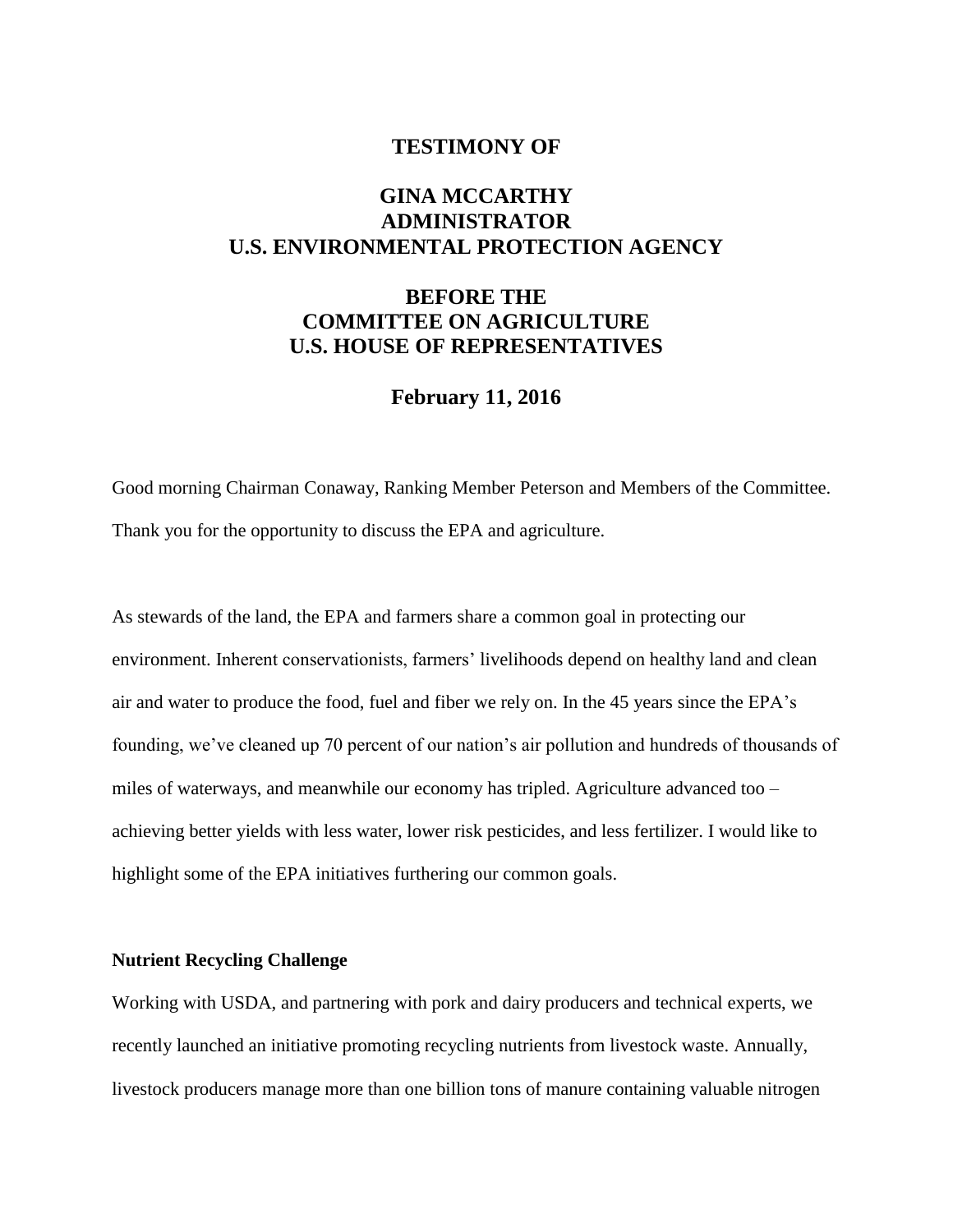# TESTIMONY OF

## GINA MCCARTHY
## ADMINISTRATOR
## U.S. ENVIRONMENTAL PROTECTION AGENCY

## BEFORE THE
## COMMITTEE ON AGRICULTURE
## U.S. HOUSE OF REPRESENTATIVES

## February 11, 2016

Good morning Chairman Conaway, Ranking Member Peterson and Members of the Committee. Thank you for the opportunity to discuss the EPA and agriculture.

As stewards of the land, the EPA and farmers share a common goal in protecting our environment. Inherent conservationists, farmers' livelihoods depend on healthy land and clean air and water to produce the food, fuel and fiber we rely on. In the 45 years since the EPA's founding, we've cleaned up 70 percent of our nation's air pollution and hundreds of thousands of miles of waterways, and meanwhile our economy has tripled. Agriculture advanced too – achieving better yields with less water, lower risk pesticides, and less fertilizer. I would like to highlight some of the EPA initiatives furthering our common goals.

**Nutrient Recycling Challenge**

Working with USDA, and partnering with pork and dairy producers and technical experts, we recently launched an initiative promoting recycling nutrients from livestock waste. Annually, livestock producers manage more than one billion tons of manure containing valuable nitrogen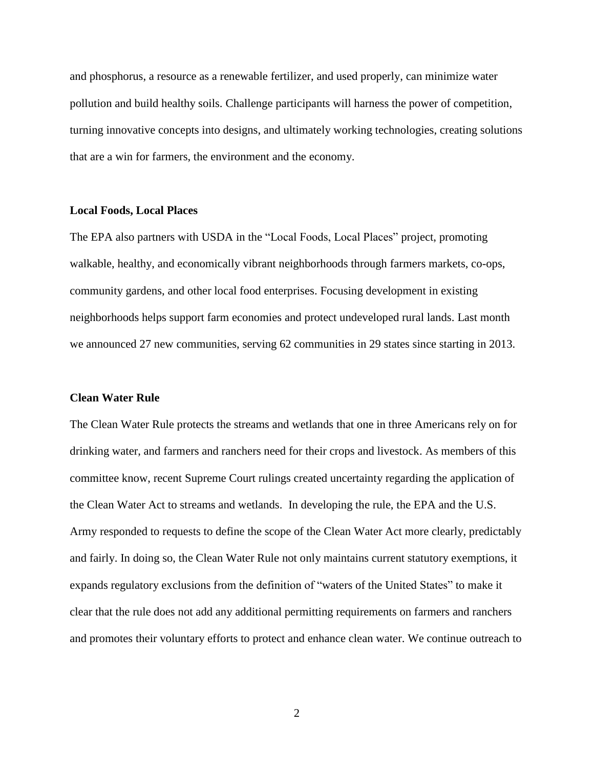and phosphorus, a resource as a renewable fertilizer, and used properly, can minimize water pollution and build healthy soils. Challenge participants will harness the power of competition, turning innovative concepts into designs, and ultimately working technologies, creating solutions that are a win for farmers, the environment and the economy.

**Local Foods, Local Places**

The EPA also partners with USDA in the "Local Foods, Local Places" project, promoting walkable, healthy, and economically vibrant neighborhoods through farmers markets, co-ops, community gardens, and other local food enterprises. Focusing development in existing neighborhoods helps support farm economies and protect undeveloped rural lands. Last month we announced 27 new communities, serving 62 communities in 29 states since starting in 2013.

**Clean Water Rule**

The Clean Water Rule protects the streams and wetlands that one in three Americans rely on for drinking water, and farmers and ranchers need for their crops and livestock. As members of this committee know, recent Supreme Court rulings created uncertainty regarding the application of the Clean Water Act to streams and wetlands. In developing the rule, the EPA and the U.S. Army responded to requests to define the scope of the Clean Water Act more clearly, predictably and fairly. In doing so, the Clean Water Rule not only maintains current statutory exemptions, it expands regulatory exclusions from the definition of "waters of the United States" to make it clear that the rule does not add any additional permitting requirements on farmers and ranchers and promotes their voluntary efforts to protect and enhance clean water. We continue outreach to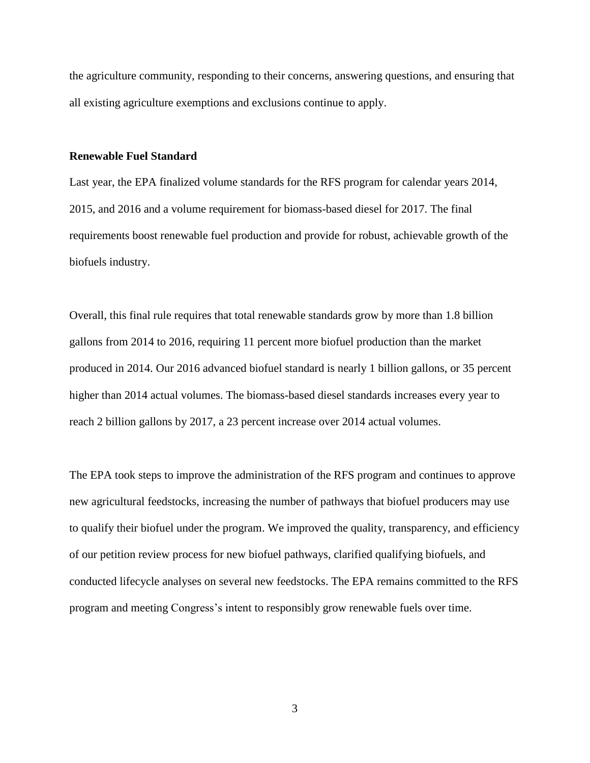the agriculture community, responding to their concerns, answering questions, and ensuring that all existing agriculture exemptions and exclusions continue to apply.

**Renewable Fuel Standard**

Last year, the EPA finalized volume standards for the RFS program for calendar years 2014, 2015, and 2016 and a volume requirement for biomass-based diesel for 2017. The final requirements boost renewable fuel production and provide for robust, achievable growth of the biofuels industry.

Overall, this final rule requires that total renewable standards grow by more than 1.8 billion gallons from 2014 to 2016, requiring 11 percent more biofuel production than the market produced in 2014. Our 2016 advanced biofuel standard is nearly 1 billion gallons, or 35 percent higher than 2014 actual volumes. The biomass-based diesel standards increases every year to reach 2 billion gallons by 2017, a 23 percent increase over 2014 actual volumes.

The EPA took steps to improve the administration of the RFS program and continues to approve new agricultural feedstocks, increasing the number of pathways that biofuel producers may use to qualify their biofuel under the program. We improved the quality, transparency, and efficiency of our petition review process for new biofuel pathways, clarified qualifying biofuels, and conducted lifecycle analyses on several new feedstocks. The EPA remains committed to the RFS program and meeting Congress's intent to responsibly grow renewable fuels over time.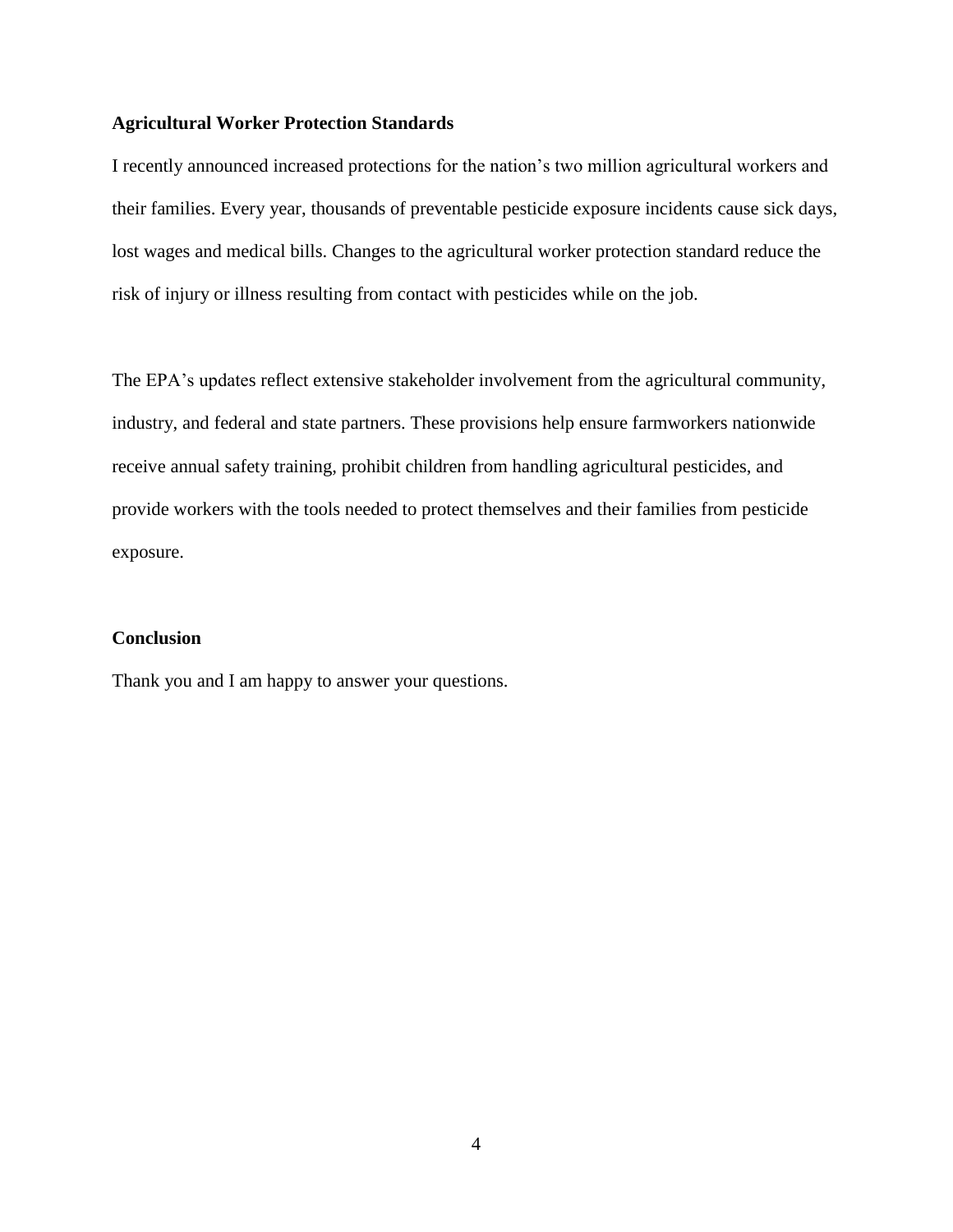**Agricultural Worker Protection Standards**

I recently announced increased protections for the nation's two million agricultural workers and their families. Every year, thousands of preventable pesticide exposure incidents cause sick days, lost wages and medical bills. Changes to the agricultural worker protection standard reduce the risk of injury or illness resulting from contact with pesticides while on the job.

The EPA's updates reflect extensive stakeholder involvement from the agricultural community, industry, and federal and state partners. These provisions help ensure farmworkers nationwide receive annual safety training, prohibit children from handling agricultural pesticides, and provide workers with the tools needed to protect themselves and their families from pesticide exposure.

**Conclusion**

Thank you and I am happy to answer your questions.